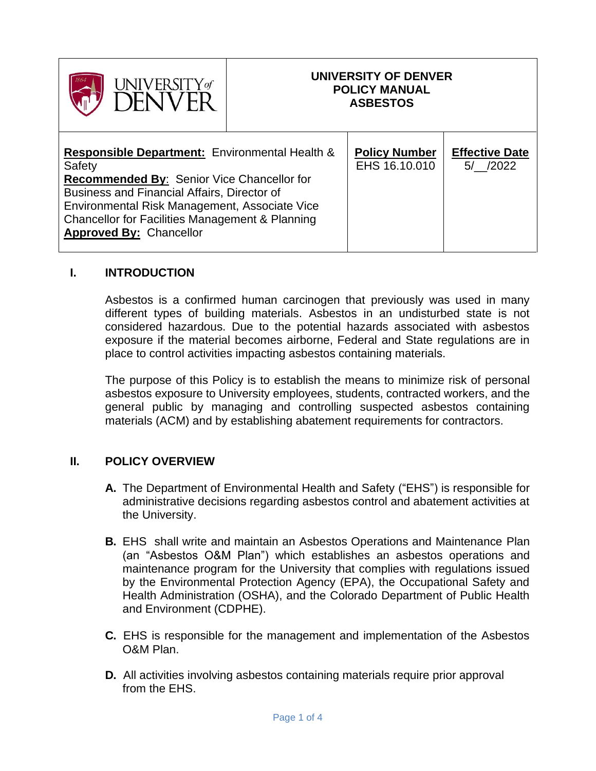| UNIVERSITY of DENVER | UNIVERSITY OF DENVER<br>POLICY MANUAL<br>ASBESTOS | |
|---|---|---|
| **Responsible Department:** Environmental Health & Safety<br>**Recommended By**: Senior Vice Chancellor for Business and Financial Affairs, Director of Environmental Risk Management, Associate Vice Chancellor for Facilities Management & Planning<br>**Approved By:** Chancellor | **Policy Number**<br>EHS 16.10.010 | **Effective Date**<br>5/__/2022 |

## I. INTRODUCTION

Asbestos is a confirmed human carcinogen that previously was used in many different types of building materials. Asbestos in an undisturbed state is not considered hazardous. Due to the potential hazards associated with asbestos exposure if the material becomes airborne, Federal and State regulations are in place to control activities impacting asbestos containing materials.

The purpose of this Policy is to establish the means to minimize risk of personal asbestos exposure to University employees, students, contracted workers, and the general public by managing and controlling suspected asbestos containing materials (ACM) and by establishing abatement requirements for contractors.

## II. POLICY OVERVIEW

**A.** The Department of Environmental Health and Safety ("EHS") is responsible for administrative decisions regarding asbestos control and abatement activities at the University.

**B.** EHS shall write and maintain an Asbestos Operations and Maintenance Plan (an "Asbestos O&M Plan") which establishes an asbestos operations and maintenance program for the University that complies with regulations issued by the Environmental Protection Agency (EPA), the Occupational Safety and Health Administration (OSHA), and the Colorado Department of Public Health and Environment (CDPHE).

**C.** EHS is responsible for the management and implementation of the Asbestos O&M Plan.

**D.** All activities involving asbestos containing materials require prior approval from the EHS.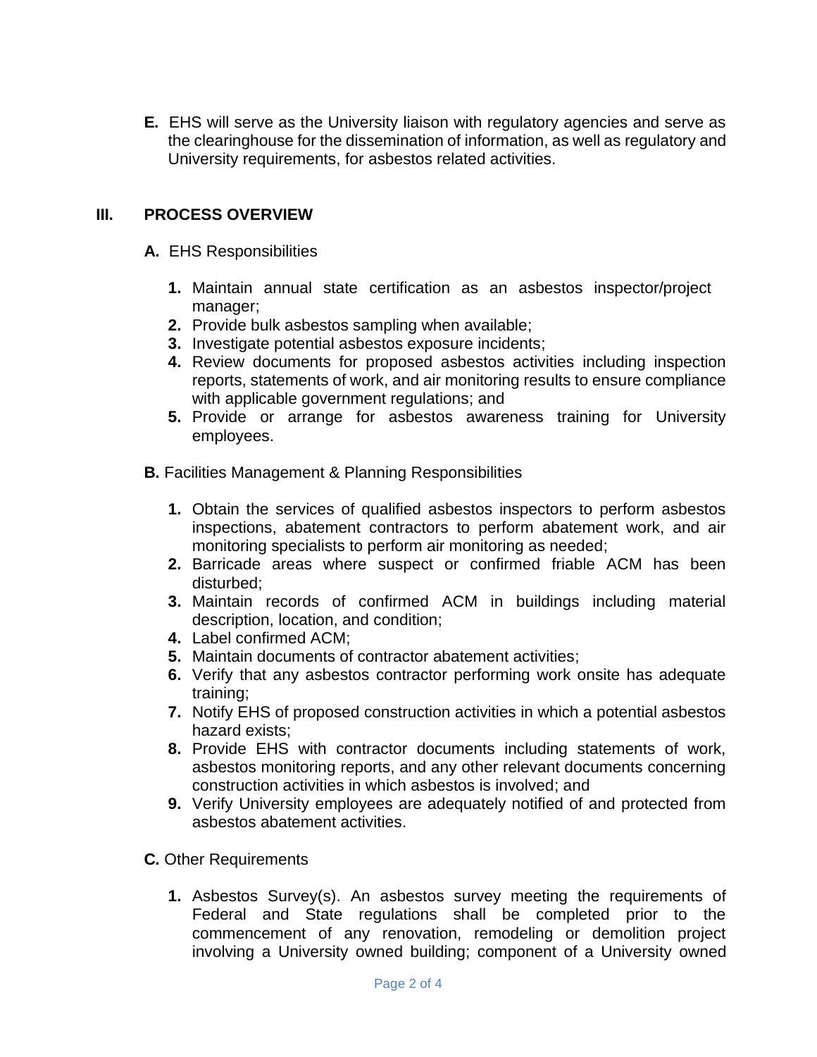**E.** EHS will serve as the University liaison with regulatory agencies and serve as the clearinghouse for the dissemination of information, as well as regulatory and University requirements, for asbestos related activities.

## III. PROCESS OVERVIEW

**A.** EHS Responsibilities

1. Maintain annual state certification as an asbestos inspector/project manager;
2. Provide bulk asbestos sampling when available;
3. Investigate potential asbestos exposure incidents;
4. Review documents for proposed asbestos activities including inspection reports, statements of work, and air monitoring results to ensure compliance with applicable government regulations; and
5. Provide or arrange for asbestos awareness training for University employees.

**B.** Facilities Management & Planning Responsibilities

1. Obtain the services of qualified asbestos inspectors to perform asbestos inspections, abatement contractors to perform abatement work, and air monitoring specialists to perform air monitoring as needed;
2. Barricade areas where suspect or confirmed friable ACM has been disturbed;
3. Maintain records of confirmed ACM in buildings including material description, location, and condition;
4. Label confirmed ACM;
5. Maintain documents of contractor abatement activities;
6. Verify that any asbestos contractor performing work onsite has adequate training;
7. Notify EHS of proposed construction activities in which a potential asbestos hazard exists;
8. Provide EHS with contractor documents including statements of work, asbestos monitoring reports, and any other relevant documents concerning construction activities in which asbestos is involved; and
9. Verify University employees are adequately notified of and protected from asbestos abatement activities.

**C.** Other Requirements

1. Asbestos Survey(s). An asbestos survey meeting the requirements of Federal and State regulations shall be completed prior to the commencement of any renovation, remodeling or demolition project involving a University owned building; component of a University owned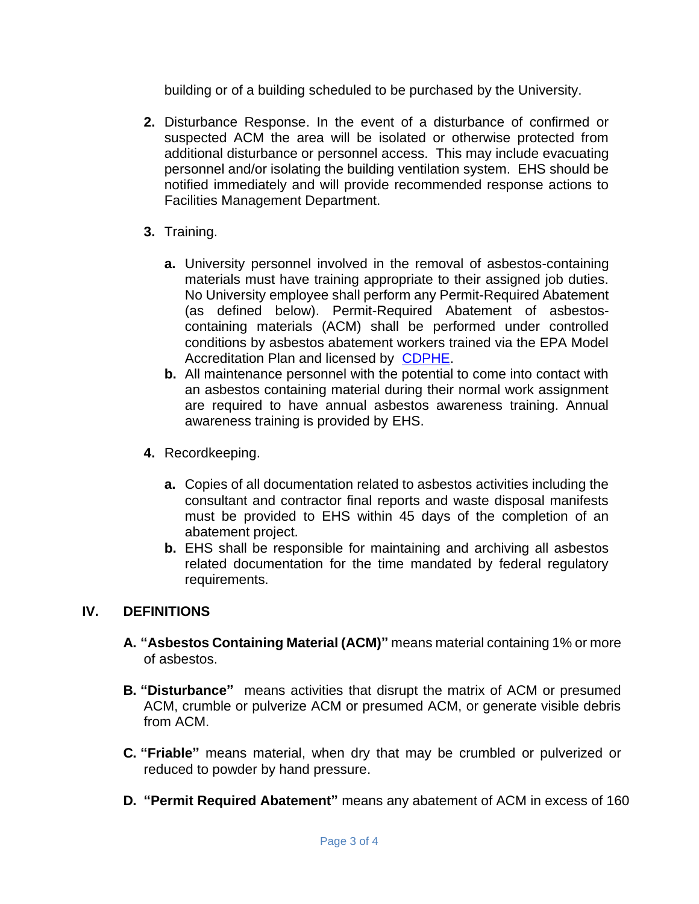building or of a building scheduled to be purchased by the University.

2. Disturbance Response. In the event of a disturbance of confirmed or suspected ACM the area will be isolated or otherwise protected from additional disturbance or personnel access. This may include evacuating personnel and/or isolating the building ventilation system. EHS should be notified immediately and will provide recommended response actions to Facilities Management Department.

3. Training.

   a. University personnel involved in the removal of asbestos-containing materials must have training appropriate to their assigned job duties. No University employee shall perform any Permit-Required Abatement (as defined below). Permit-Required Abatement of asbestos-containing materials (ACM) shall be performed under controlled conditions by asbestos abatement workers trained via the EPA Model Accreditation Plan and licensed by CDPHE.

   b. All maintenance personnel with the potential to come into contact with an asbestos containing material during their normal work assignment are required to have annual asbestos awareness training. Annual awareness training is provided by EHS.

4. Recordkeeping.

   a. Copies of all documentation related to asbestos activities including the consultant and contractor final reports and waste disposal manifests must be provided to EHS within 45 days of the completion of an abatement project.

   b. EHS shall be responsible for maintaining and archiving all asbestos related documentation for the time mandated by federal regulatory requirements.

## IV. DEFINITIONS

A. **"Asbestos Containing Material (ACM)"** means material containing 1% or more of asbestos.

B. **"Disturbance"** means activities that disrupt the matrix of ACM or presumed ACM, crumble or pulverize ACM or presumed ACM, or generate visible debris from ACM.

C. **"Friable"** means material, when dry that may be crumbled or pulverized or reduced to powder by hand pressure.

D. **"Permit Required Abatement"** means any abatement of ACM in excess of 160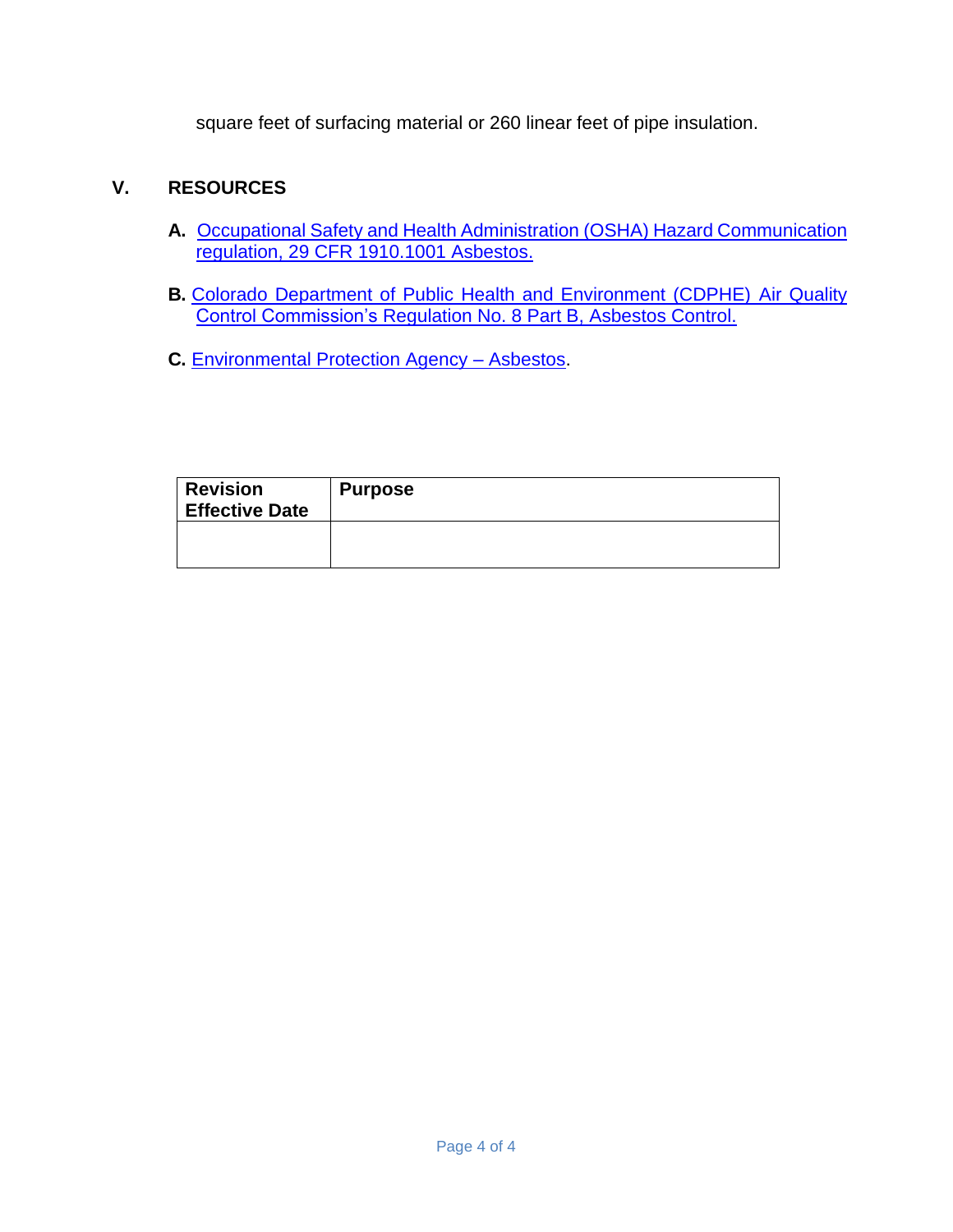square feet of surfacing material or 260 linear feet of pipe insulation.

## V. RESOURCES

**A.** Occupational Safety and Health Administration (OSHA) Hazard Communication regulation, 29 CFR 1910.1001 Asbestos.

**B.** Colorado Department of Public Health and Environment (CDPHE) Air Quality Control Commission's Regulation No. 8 Part B, Asbestos Control.

**C.** Environmental Protection Agency – Asbestos.

| Revision Effective Date | Purpose |
| --- | --- |
| | |